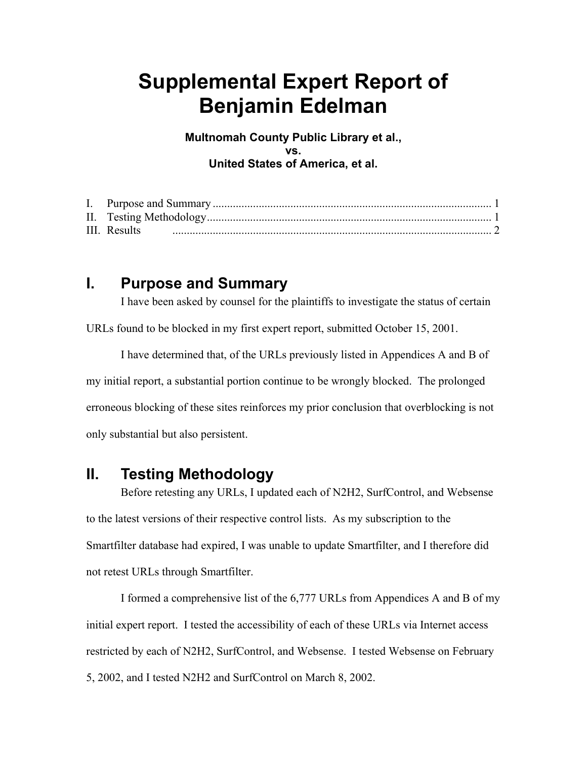# Supplemental Expert Report of Benjamin Edelman

**Multnomah County Public Library et al.,**
**vs.**
**United States of America, et al.**

I. Purpose and Summary ..... 1
II. Testing Methodology ..... 1
III. Results ..... 2

## I. Purpose and Summary

I have been asked by counsel for the plaintiffs to investigate the status of certain URLs found to be blocked in my first expert report, submitted October 15, 2001.

I have determined that, of the URLs previously listed in Appendices A and B of my initial report, a substantial portion continue to be wrongly blocked. The prolonged erroneous blocking of these sites reinforces my prior conclusion that overblocking is not only substantial but also persistent.

## II. Testing Methodology

Before retesting any URLs, I updated each of N2H2, SurfControl, and Websense to the latest versions of their respective control lists. As my subscription to the Smartfilter database had expired, I was unable to update Smartfilter, and I therefore did not retest URLs through Smartfilter.

I formed a comprehensive list of the 6,777 URLs from Appendices A and B of my initial expert report. I tested the accessibility of each of these URLs via Internet access restricted by each of N2H2, SurfControl, and Websense. I tested Websense on February 5, 2002, and I tested N2H2 and SurfControl on March 8, 2002.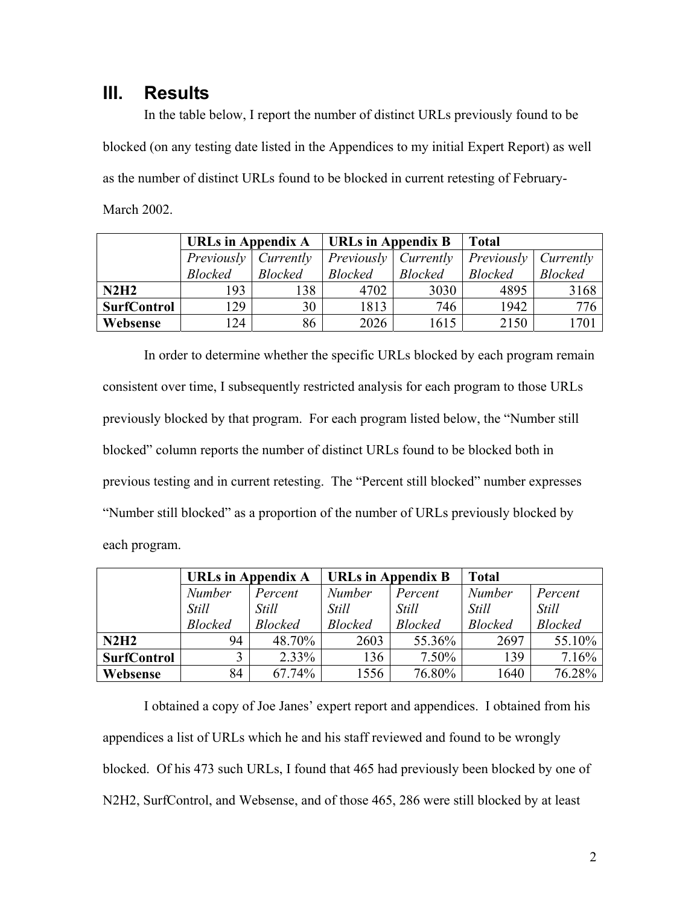## III. Results

In the table below, I report the number of distinct URLs previously found to be blocked (on any testing date listed in the Appendices to my initial Expert Report) as well as the number of distinct URLs found to be blocked in current retesting of February-March 2002.

| | **URLs in Appendix A** | | **URLs in Appendix B** | | **Total** | |
|---|---|---|---|---|---|---|
| | *Previously Blocked* | *Currently Blocked* | *Previously Blocked* | *Currently Blocked* | *Previously Blocked* | *Currently Blocked* |
| **N2H2** | 193 | 138 | 4702 | 3030 | 4895 | 3168 |
| **SurfControl** | 129 | 30 | 1813 | 746 | 1942 | 776 |
| **Websense** | 124 | 86 | 2026 | 1615 | 2150 | 1701 |

In order to determine whether the specific URLs blocked by each program remain consistent over time, I subsequently restricted analysis for each program to those URLs previously blocked by that program. For each program listed below, the "Number still blocked" column reports the number of distinct URLs found to be blocked both in previous testing and in current retesting. The "Percent still blocked" number expresses "Number still blocked" as a proportion of the number of URLs previously blocked by each program.

| | **URLs in Appendix A** | | **URLs in Appendix B** | | **Total** | |
|---|---|---|---|---|---|---|
| | *Number Still Blocked* | *Percent Still Blocked* | *Number Still Blocked* | *Percent Still Blocked* | *Number Still Blocked* | *Percent Still Blocked* |
| **N2H2** | 94 | 48.70% | 2603 | 55.36% | 2697 | 55.10% |
| **SurfControl** | 3 | 2.33% | 136 | 7.50% | 139 | 7.16% |
| **Websense** | 84 | 67.74% | 1556 | 76.80% | 1640 | 76.28% |

I obtained a copy of Joe Janes' expert report and appendices. I obtained from his appendices a list of URLs which he and his staff reviewed and found to be wrongly blocked. Of his 473 such URLs, I found that 465 had previously been blocked by one of N2H2, SurfControl, and Websense, and of those 465, 286 were still blocked by at least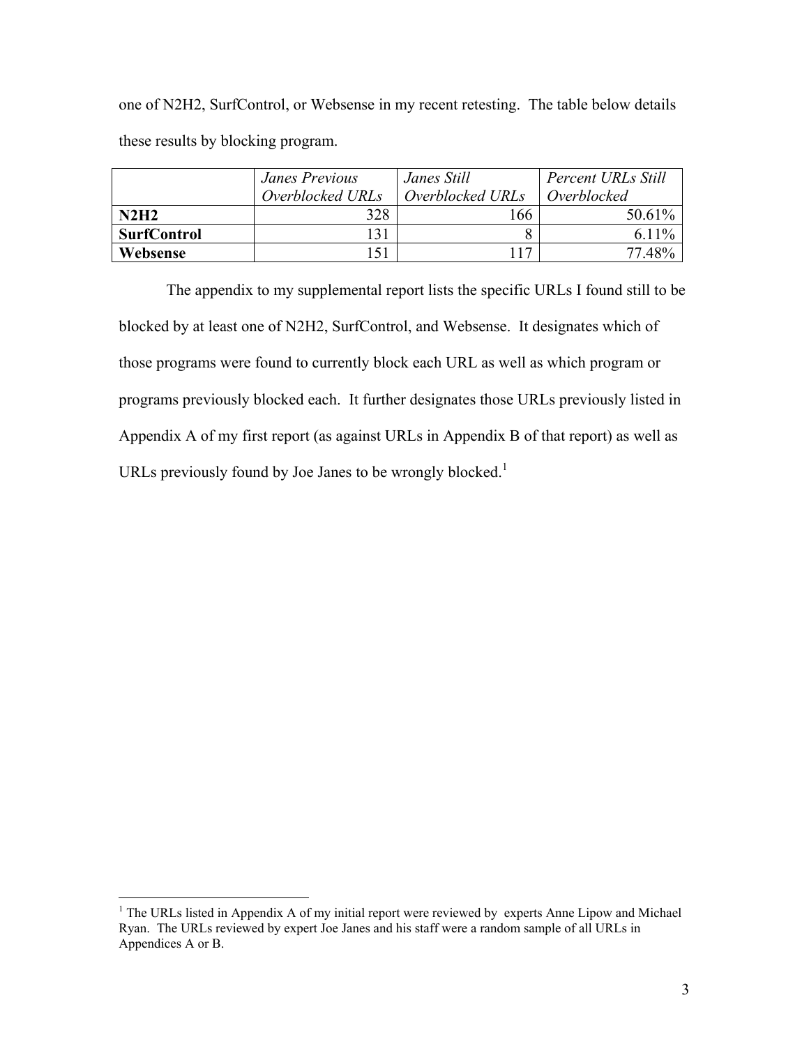one of N2H2, SurfControl, or Websense in my recent retesting. The table below details these results by blocking program.

| | *Janes Previous Overblocked URLs* | *Janes Still Overblocked URLs* | *Percent URLs Still Overblocked* |
|---|---|---|---|
| **N2H2** | 328 | 166 | 50.61% |
| **SurfControl** | 131 | 8 | 6.11% |
| **Websense** | 151 | 117 | 77.48% |

The appendix to my supplemental report lists the specific URLs I found still to be blocked by at least one of N2H2, SurfControl, and Websense. It designates which of those programs were found to currently block each URL as well as which program or programs previously blocked each. It further designates those URLs previously listed in Appendix A of my first report (as against URLs in Appendix B of that report) as well as URLs previously found by Joe Janes to be wrongly blocked.[1]

[1] The URLs listed in Appendix A of my initial report were reviewed by experts Anne Lipow and Michael Ryan. The URLs reviewed by expert Joe Janes and his staff were a random sample of all URLs in Appendices A or B.